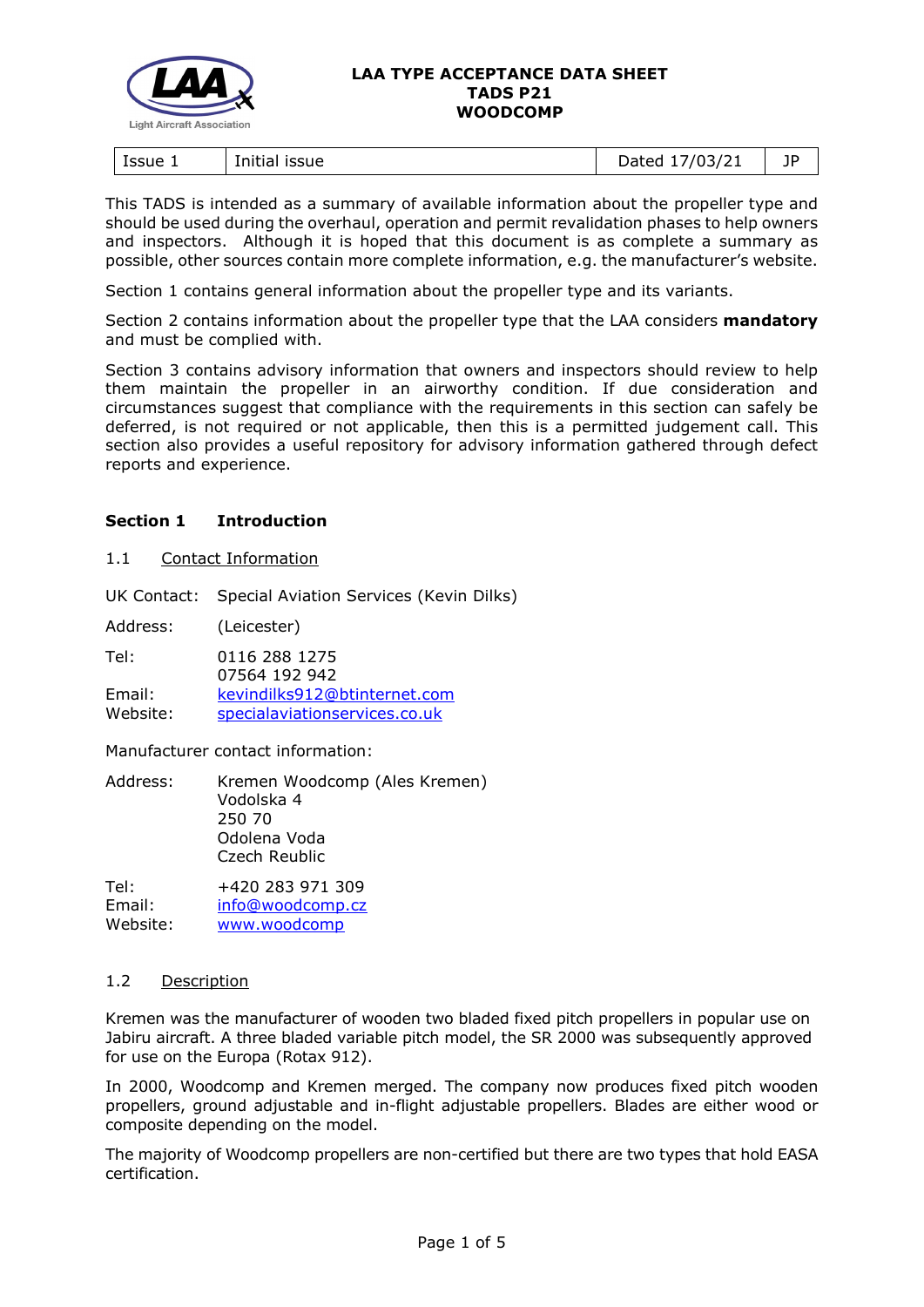# LAA TYPE ACCEPTANCE DATA SHEET
# TADS P21
# WOODCOMP

| Issue 1 | Initial issue | Dated 17/03/21 | JP |
|---|---|---|---|

This TADS is intended as a summary of available information about the propeller type and should be used during the overhaul, operation and permit revalidation phases to help owners and inspectors. Although it is hoped that this document is as complete a summary as possible, other sources contain more complete information, e.g. the manufacturer's website.

Section 1 contains general information about the propeller type and its variants.

Section 2 contains information about the propeller type that the LAA considers **mandatory** and must be complied with.

Section 3 contains advisory information that owners and inspectors should review to help them maintain the propeller in an airworthy condition. If due consideration and circumstances suggest that compliance with the requirements in this section can safely be deferred, is not required or not applicable, then this is a permitted judgement call. This section also provides a useful repository for advisory information gathered through defect reports and experience.

## Section 1 Introduction

### 1.1 Contact Information

UK Contact: Special Aviation Services (Kevin Dilks)

Address: (Leicester)

Tel: 0116 288 1275
07564 192 942

Email: kevindilks912@btinternet.com

Website: specialaviationservices.co.uk

Manufacturer contact information:

Address: Kremen Woodcomp (Ales Kremen)
Vodolska 4
250 70
Odolena Voda
Czech Reublic

Tel: +420 283 971 309

Email: info@woodcomp.cz

Website: www.woodcomp

### 1.2 Description

Kremen was the manufacturer of wooden two bladed fixed pitch propellers in popular use on Jabiru aircraft. A three bladed variable pitch model, the SR 2000 was subsequently approved for use on the Europa (Rotax 912).

In 2000, Woodcomp and Kremen merged. The company now produces fixed pitch wooden propellers, ground adjustable and in-flight adjustable propellers. Blades are either wood or composite depending on the model.

The majority of Woodcomp propellers are non-certified but there are two types that hold EASA certification.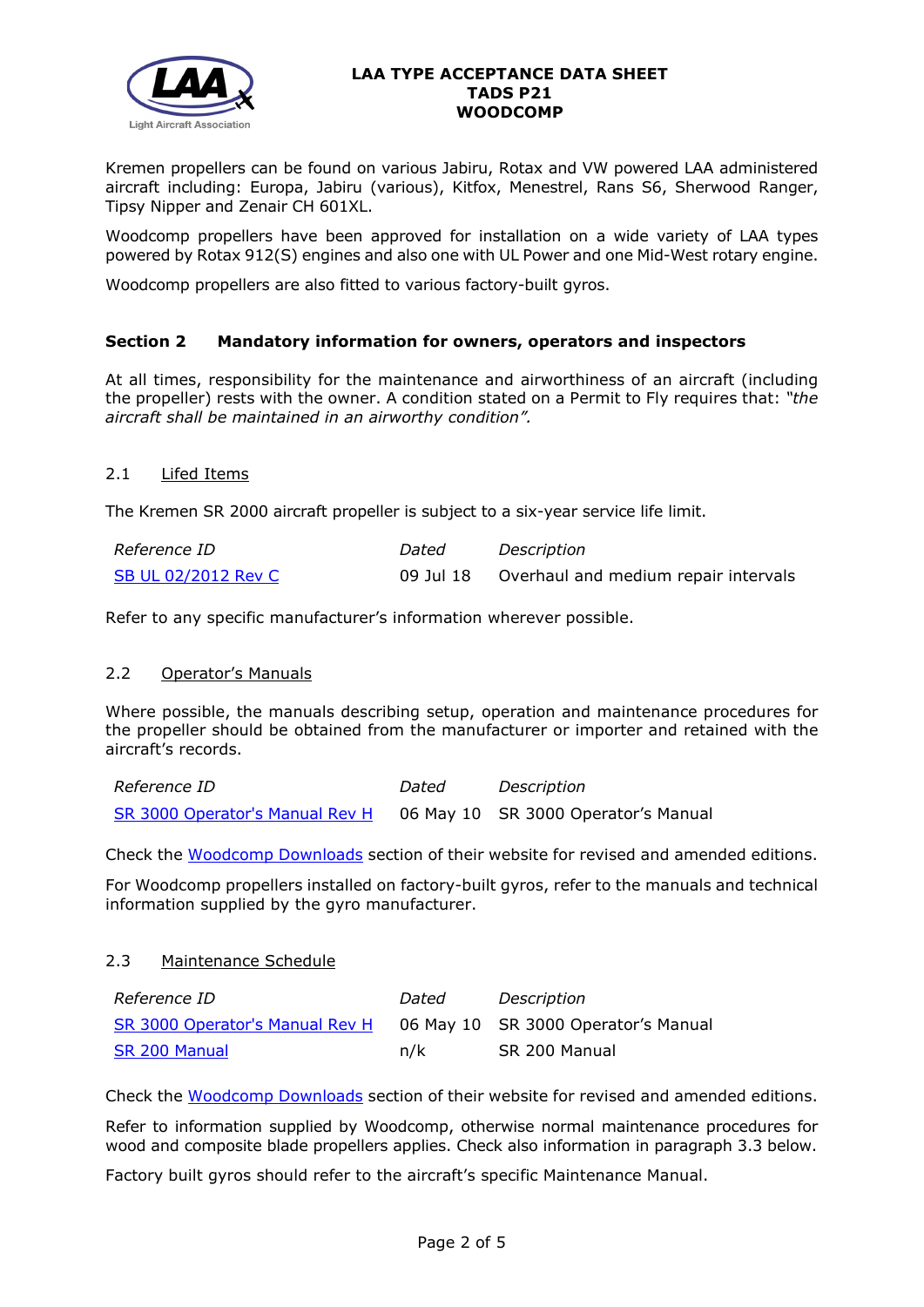Kremen propellers can be found on various Jabiru, Rotax and VW powered LAA administered aircraft including: Europa, Jabiru (various), Kitfox, Menestrel, Rans S6, Sherwood Ranger, Tipsy Nipper and Zenair CH 601XL.

Woodcomp propellers have been approved for installation on a wide variety of LAA types powered by Rotax 912(S) engines and also one with UL Power and one Mid-West rotary engine.

Woodcomp propellers are also fitted to various factory-built gyros.

## Section 2 Mandatory information for owners, operators and inspectors

At all times, responsibility for the maintenance and airworthiness of an aircraft (including the propeller) rests with the owner. A condition stated on a Permit to Fly requires that: *"the aircraft shall be maintained in an airworthy condition".*

### 2.1 Lifed Items

The Kremen SR 2000 aircraft propeller is subject to a six-year service life limit.

| *Reference ID* | *Dated* | *Description* |
|---|---|---|
| SB UL 02/2012 Rev C | 09 Jul 18 | Overhaul and medium repair intervals |

Refer to any specific manufacturer's information wherever possible.

### 2.2 Operator's Manuals

Where possible, the manuals describing setup, operation and maintenance procedures for the propeller should be obtained from the manufacturer or importer and retained with the aircraft's records.

| *Reference ID* | *Dated* | *Description* |
|---|---|---|
| SR 3000 Operator's Manual Rev H | 06 May 10 | SR 3000 Operator's Manual |

Check the Woodcomp Downloads section of their website for revised and amended editions.

For Woodcomp propellers installed on factory-built gyros, refer to the manuals and technical information supplied by the gyro manufacturer.

### 2.3 Maintenance Schedule

| *Reference ID* | *Dated* | *Description* |
|---|---|---|
| SR 3000 Operator's Manual Rev H | 06 May 10 | SR 3000 Operator's Manual |
| SR 200 Manual | n/k | SR 200 Manual |

Check the Woodcomp Downloads section of their website for revised and amended editions.

Refer to information supplied by Woodcomp, otherwise normal maintenance procedures for wood and composite blade propellers applies. Check also information in paragraph 3.3 below.

Factory built gyros should refer to the aircraft's specific Maintenance Manual.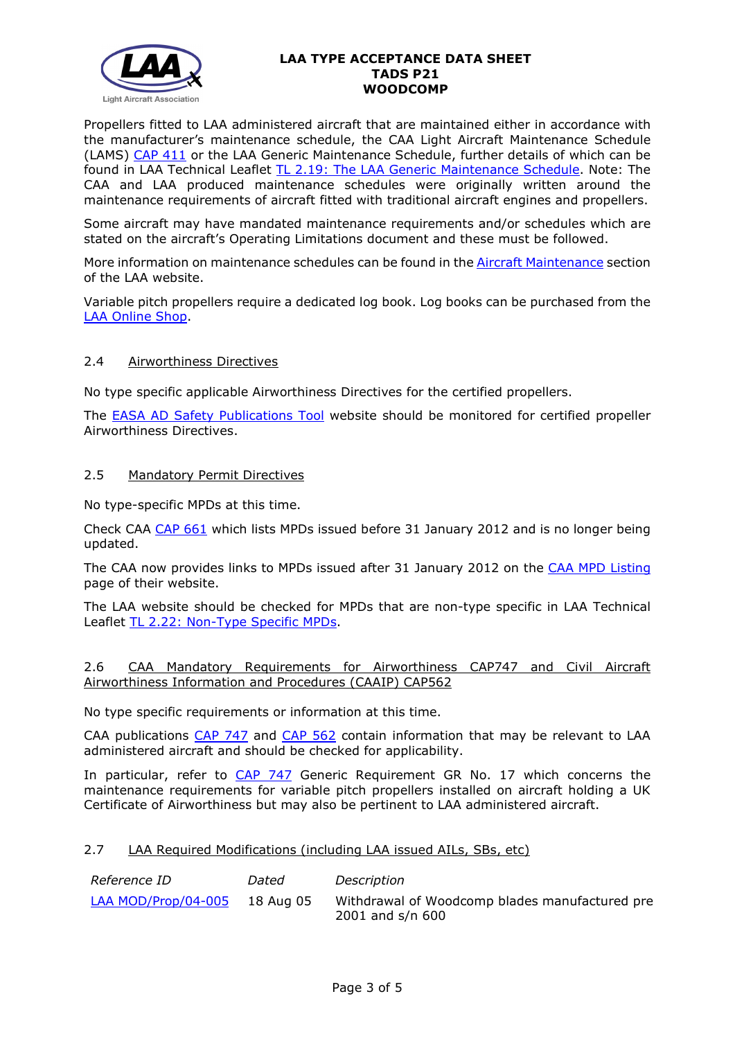Propellers fitted to LAA administered aircraft that are maintained either in accordance with the manufacturer's maintenance schedule, the CAA Light Aircraft Maintenance Schedule (LAMS) CAP 411 or the LAA Generic Maintenance Schedule, further details of which can be found in LAA Technical Leaflet TL 2.19: The LAA Generic Maintenance Schedule. Note: The CAA and LAA produced maintenance schedules were originally written around the maintenance requirements of aircraft fitted with traditional aircraft engines and propellers.

Some aircraft may have mandated maintenance requirements and/or schedules which are stated on the aircraft's Operating Limitations document and these must be followed.

More information on maintenance schedules can be found in the Aircraft Maintenance section of the LAA website.

Variable pitch propellers require a dedicated log book. Log books can be purchased from the LAA Online Shop.

### 2.4 Airworthiness Directives

No type specific applicable Airworthiness Directives for the certified propellers.

The EASA AD Safety Publications Tool website should be monitored for certified propeller Airworthiness Directives.

### 2.5 Mandatory Permit Directives

No type-specific MPDs at this time.

Check CAA CAP 661 which lists MPDs issued before 31 January 2012 and is no longer being updated.

The CAA now provides links to MPDs issued after 31 January 2012 on the CAA MPD Listing page of their website.

The LAA website should be checked for MPDs that are non-type specific in LAA Technical Leaflet TL 2.22: Non-Type Specific MPDs.

### 2.6 CAA Mandatory Requirements for Airworthiness CAP747 and Civil Aircraft Airworthiness Information and Procedures (CAAIP) CAP562

No type specific requirements or information at this time.

CAA publications CAP 747 and CAP 562 contain information that may be relevant to LAA administered aircraft and should be checked for applicability.

In particular, refer to CAP 747 Generic Requirement GR No. 17 which concerns the maintenance requirements for variable pitch propellers installed on aircraft holding a UK Certificate of Airworthiness but may also be pertinent to LAA administered aircraft.

### 2.7 LAA Required Modifications (including LAA issued AILs, SBs, etc)

| *Reference ID* | *Dated* | *Description* |
|---|---|---|
| LAA MOD/Prop/04-005 | 18 Aug 05 | Withdrawal of Woodcomp blades manufactured pre 2001 and s/n 600 |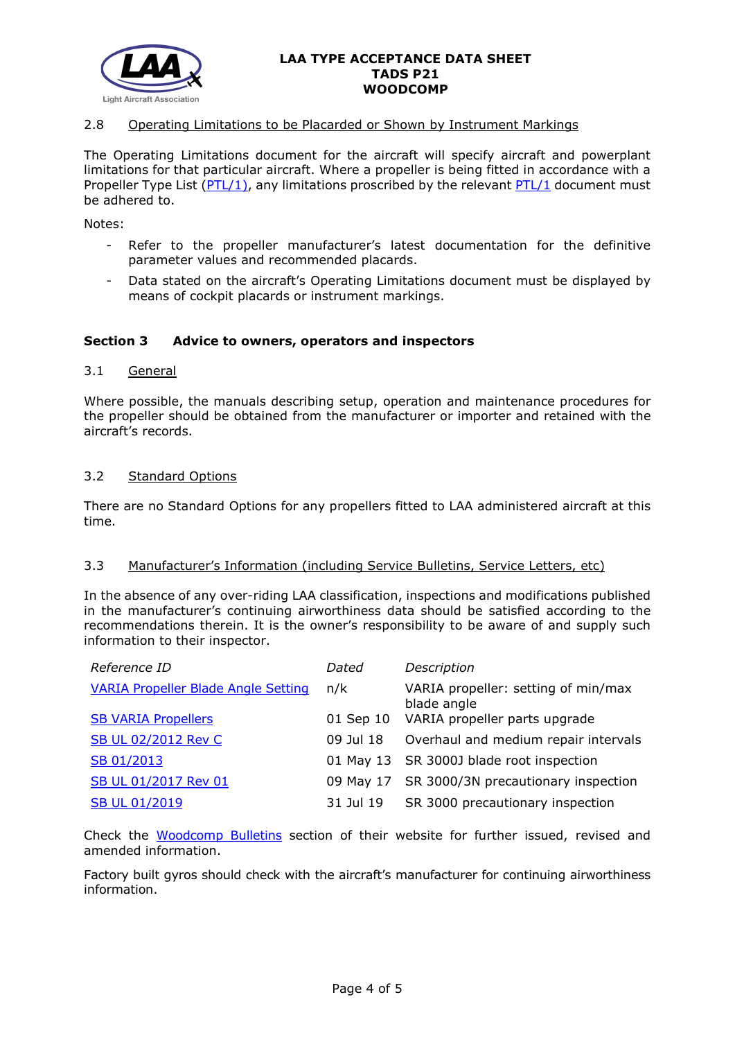2.8 Operating Limitations to be Placarded or Shown by Instrument Markings

The Operating Limitations document for the aircraft will specify aircraft and powerplant limitations for that particular aircraft. Where a propeller is being fitted in accordance with a Propeller Type List (PTL/1), any limitations proscribed by the relevant PTL/1 document must be adhered to.

Notes:

- Refer to the propeller manufacturer's latest documentation for the definitive parameter values and recommended placards.
- Data stated on the aircraft's Operating Limitations document must be displayed by means of cockpit placards or instrument markings.

## Section 3 Advice to owners, operators and inspectors

3.1 General

Where possible, the manuals describing setup, operation and maintenance procedures for the propeller should be obtained from the manufacturer or importer and retained with the aircraft's records.

3.2 Standard Options

There are no Standard Options for any propellers fitted to LAA administered aircraft at this time.

3.3 Manufacturer's Information (including Service Bulletins, Service Letters, etc)

In the absence of any over-riding LAA classification, inspections and modifications published in the manufacturer's continuing airworthiness data should be satisfied according to the recommendations therein. It is the owner's responsibility to be aware of and supply such information to their inspector.

| *Reference ID* | *Dated* | *Description* |
|---|---|---|
| VARIA Propeller Blade Angle Setting | n/k | VARIA propeller: setting of min/max blade angle |
| SB VARIA Propellers | 01 Sep 10 | VARIA propeller parts upgrade |
| SB UL 02/2012 Rev C | 09 Jul 18 | Overhaul and medium repair intervals |
| SB 01/2013 | 01 May 13 | SR 3000J blade root inspection |
| SB UL 01/2017 Rev 01 | 09 May 17 | SR 3000/3N precautionary inspection |
| SB UL 01/2019 | 31 Jul 19 | SR 3000 precautionary inspection |

Check the Woodcomp Bulletins section of their website for further issued, revised and amended information.

Factory built gyros should check with the aircraft's manufacturer for continuing airworthiness information.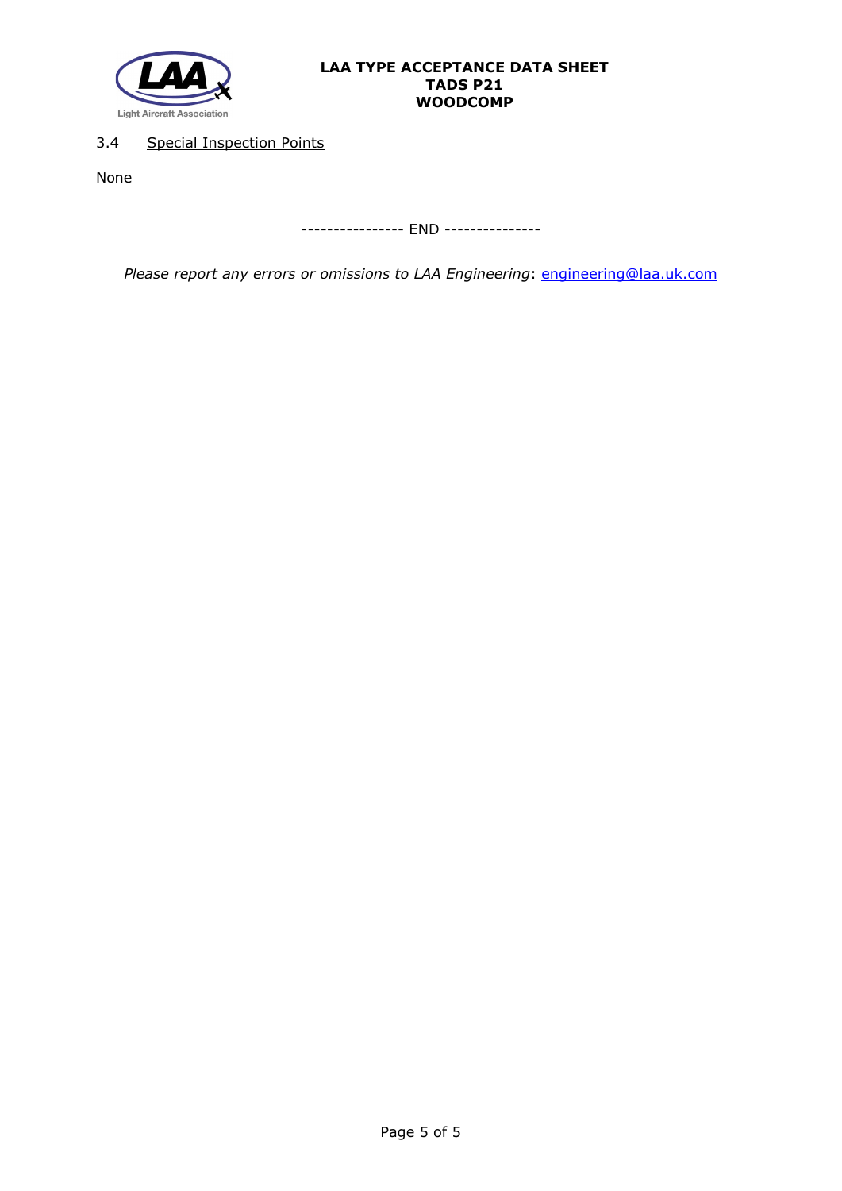### 3.4 Special Inspection Points

None

---------------- END ---------------

*Please report any errors or omissions to LAA Engineering*: engineering@laa.uk.com